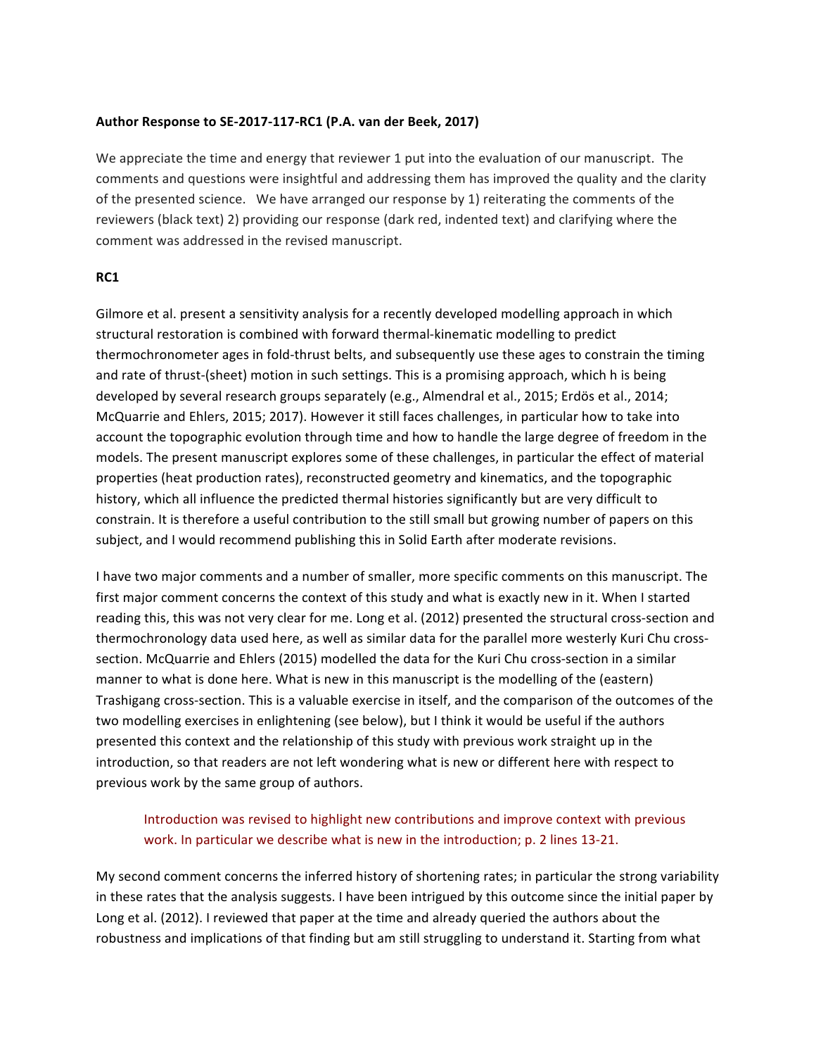**Author Response to SE-2017-117-RC1 (P.A. van der Beek, 2017)**

We appreciate the time and energy that reviewer 1 put into the evaluation of our manuscript. The comments and questions were insightful and addressing them has improved the quality and the clarity of the presented science. We have arranged our response by 1) reiterating the comments of the reviewers (black text) 2) providing our response (dark red, indented text) and clarifying where the comment was addressed in the revised manuscript.

**RC1**

Gilmore et al. present a sensitivity analysis for a recently developed modelling approach in which structural restoration is combined with forward thermal-kinematic modelling to predict thermochronometer ages in fold-thrust belts, and subsequently use these ages to constrain the timing and rate of thrust-(sheet) motion in such settings. This is a promising approach, which h is being developed by several research groups separately (e.g., Almendral et al., 2015; Erdös et al., 2014; McQuarrie and Ehlers, 2015; 2017). However it still faces challenges, in particular how to take into account the topographic evolution through time and how to handle the large degree of freedom in the models. The present manuscript explores some of these challenges, in particular the effect of material properties (heat production rates), reconstructed geometry and kinematics, and the topographic history, which all influence the predicted thermal histories significantly but are very difficult to constrain. It is therefore a useful contribution to the still small but growing number of papers on this subject, and I would recommend publishing this in Solid Earth after moderate revisions.

I have two major comments and a number of smaller, more specific comments on this manuscript. The first major comment concerns the context of this study and what is exactly new in it. When I started reading this, this was not very clear for me. Long et al. (2012) presented the structural cross-section and thermochronology data used here, as well as similar data for the parallel more westerly Kuri Chu cross-section. McQuarrie and Ehlers (2015) modelled the data for the Kuri Chu cross-section in a similar manner to what is done here. What is new in this manuscript is the modelling of the (eastern) Trashigang cross-section. This is a valuable exercise in itself, and the comparison of the outcomes of the two modelling exercises in enlightening (see below), but I think it would be useful if the authors presented this context and the relationship of this study with previous work straight up in the introduction, so that readers are not left wondering what is new or different here with respect to previous work by the same group of authors.

> Introduction was revised to highlight new contributions and improve context with previous work. In particular we describe what is new in the introduction; p. 2 lines 13-21.

My second comment concerns the inferred history of shortening rates; in particular the strong variability in these rates that the analysis suggests. I have been intrigued by this outcome since the initial paper by Long et al. (2012). I reviewed that paper at the time and already queried the authors about the robustness and implications of that finding but am still struggling to understand it. Starting from what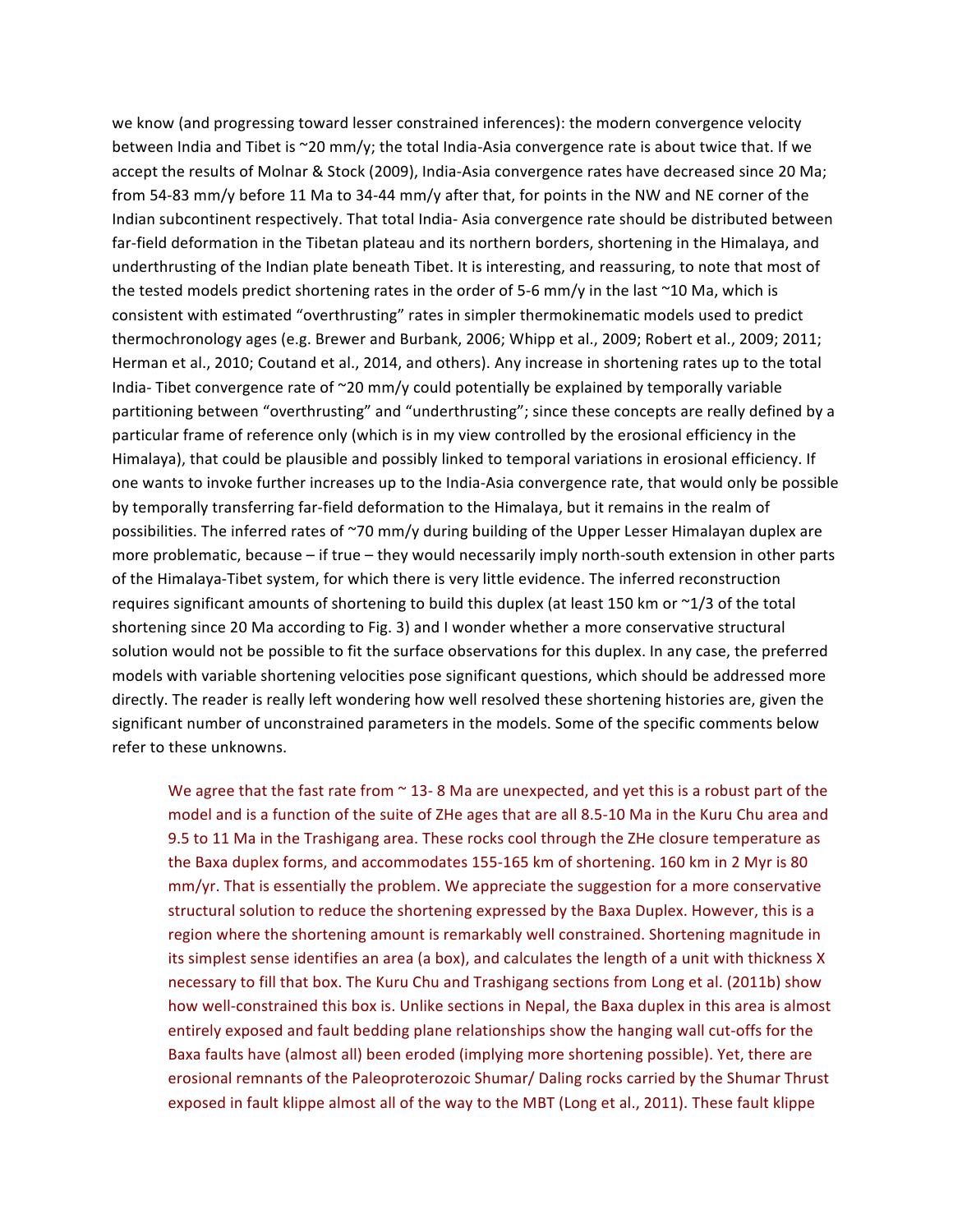we know (and progressing toward lesser constrained inferences): the modern convergence velocity between India and Tibet is ~20 mm/y; the total India-Asia convergence rate is about twice that. If we accept the results of Molnar & Stock (2009), India-Asia convergence rates have decreased since 20 Ma; from 54-83 mm/y before 11 Ma to 34-44 mm/y after that, for points in the NW and NE corner of the Indian subcontinent respectively. That total India- Asia convergence rate should be distributed between far-field deformation in the Tibetan plateau and its northern borders, shortening in the Himalaya, and underthrusting of the Indian plate beneath Tibet. It is interesting, and reassuring, to note that most of the tested models predict shortening rates in the order of 5-6 mm/y in the last ~10 Ma, which is consistent with estimated "overthrusting" rates in simpler thermokinematic models used to predict thermochronology ages (e.g. Brewer and Burbank, 2006; Whipp et al., 2009; Robert et al., 2009; 2011; Herman et al., 2010; Coutand et al., 2014, and others). Any increase in shortening rates up to the total India- Tibet convergence rate of ~20 mm/y could potentially be explained by temporally variable partitioning between "overthrusting" and "underthrusting"; since these concepts are really defined by a particular frame of reference only (which is in my view controlled by the erosional efficiency in the Himalaya), that could be plausible and possibly linked to temporal variations in erosional efficiency. If one wants to invoke further increases up to the India-Asia convergence rate, that would only be possible by temporally transferring far-field deformation to the Himalaya, but it remains in the realm of possibilities. The inferred rates of ~70 mm/y during building of the Upper Lesser Himalayan duplex are more problematic, because – if true – they would necessarily imply north-south extension in other parts of the Himalaya-Tibet system, for which there is very little evidence. The inferred reconstruction requires significant amounts of shortening to build this duplex (at least 150 km or ~1/3 of the total shortening since 20 Ma according to Fig. 3) and I wonder whether a more conservative structural solution would not be possible to fit the surface observations for this duplex. In any case, the preferred models with variable shortening velocities pose significant questions, which should be addressed more directly. The reader is really left wondering how well resolved these shortening histories are, given the significant number of unconstrained parameters in the models. Some of the specific comments below refer to these unknowns.

> We agree that the fast rate from ~ 13- 8 Ma are unexpected, and yet this is a robust part of the model and is a function of the suite of ZHe ages that are all 8.5-10 Ma in the Kuru Chu area and 9.5 to 11 Ma in the Trashigang area. These rocks cool through the ZHe closure temperature as the Baxa duplex forms, and accommodates 155-165 km of shortening. 160 km in 2 Myr is 80 mm/yr. That is essentially the problem. We appreciate the suggestion for a more conservative structural solution to reduce the shortening expressed by the Baxa Duplex. However, this is a region where the shortening amount is remarkably well constrained. Shortening magnitude in its simplest sense identifies an area (a box), and calculates the length of a unit with thickness X necessary to fill that box. The Kuru Chu and Trashigang sections from Long et al. (2011b) show how well-constrained this box is. Unlike sections in Nepal, the Baxa duplex in this area is almost entirely exposed and fault bedding plane relationships show the hanging wall cut-offs for the Baxa faults have (almost all) been eroded (implying more shortening possible). Yet, there are erosional remnants of the Paleoproterozoic Shumar/ Daling rocks carried by the Shumar Thrust exposed in fault klippe almost all of the way to the MBT (Long et al., 2011). These fault klippe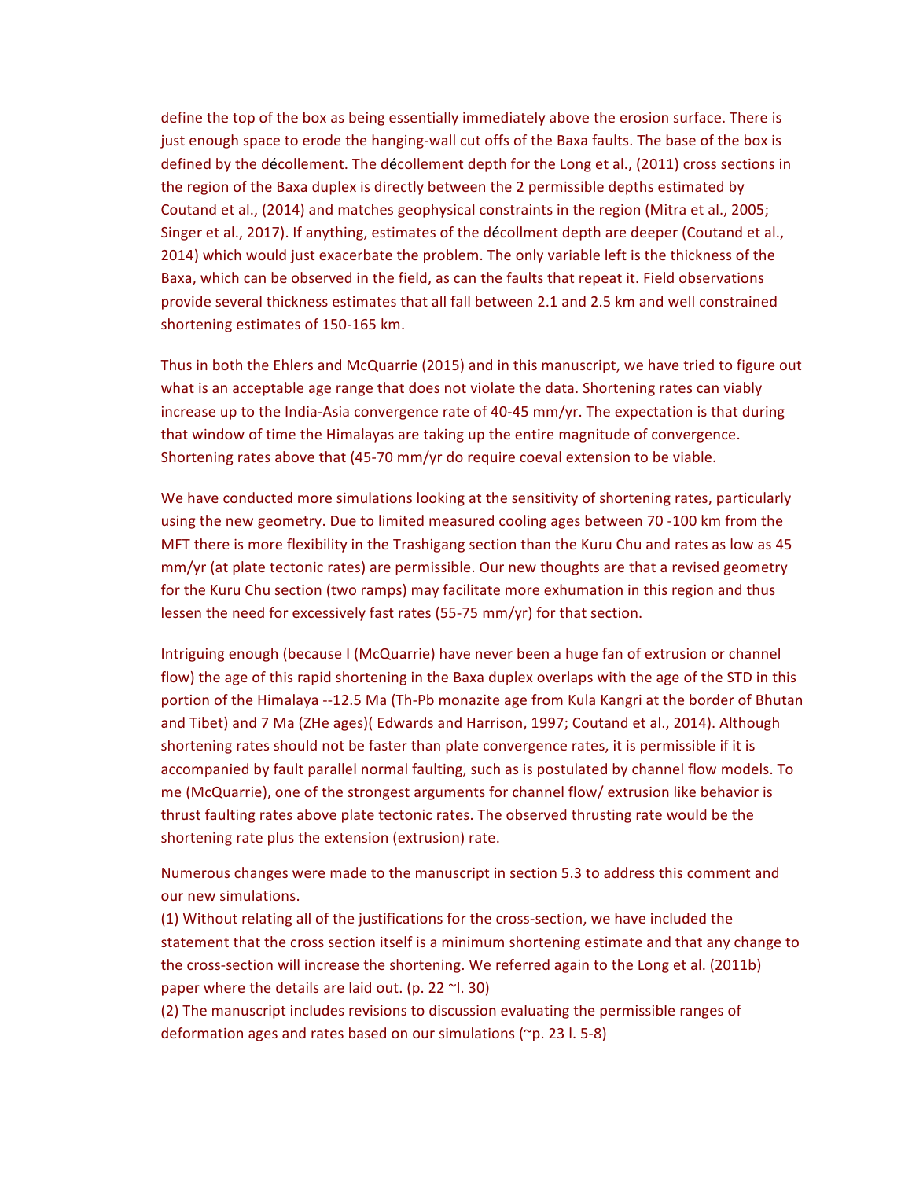define the top of the box as being essentially immediately above the erosion surface. There is just enough space to erode the hanging-wall cut offs of the Baxa faults. The base of the box is defined by the décollement. The décollement depth for the Long et al., (2011) cross sections in the region of the Baxa duplex is directly between the 2 permissible depths estimated by Coutand et al., (2014) and matches geophysical constraints in the region (Mitra et al., 2005; Singer et al., 2017). If anything, estimates of the décollment depth are deeper (Coutand et al., 2014) which would just exacerbate the problem. The only variable left is the thickness of the Baxa, which can be observed in the field, as can the faults that repeat it. Field observations provide several thickness estimates that all fall between 2.1 and 2.5 km and well constrained shortening estimates of 150-165 km.

Thus in both the Ehlers and McQuarrie (2015) and in this manuscript, we have tried to figure out what is an acceptable age range that does not violate the data. Shortening rates can viably increase up to the India-Asia convergence rate of 40-45 mm/yr. The expectation is that during that window of time the Himalayas are taking up the entire magnitude of convergence. Shortening rates above that (45-70 mm/yr do require coeval extension to be viable.

We have conducted more simulations looking at the sensitivity of shortening rates, particularly using the new geometry. Due to limited measured cooling ages between 70 -100 km from the MFT there is more flexibility in the Trashigang section than the Kuru Chu and rates as low as 45 mm/yr (at plate tectonic rates) are permissible. Our new thoughts are that a revised geometry for the Kuru Chu section (two ramps) may facilitate more exhumation in this region and thus lessen the need for excessively fast rates (55-75 mm/yr) for that section.

Intriguing enough (because I (McQuarrie) have never been a huge fan of extrusion or channel flow) the age of this rapid shortening in the Baxa duplex overlaps with the age of the STD in this portion of the Himalaya --12.5 Ma (Th-Pb monazite age from Kula Kangri at the border of Bhutan and Tibet) and 7 Ma (ZHe ages)( Edwards and Harrison, 1997; Coutand et al., 2014). Although shortening rates should not be faster than plate convergence rates, it is permissible if it is accompanied by fault parallel normal faulting, such as is postulated by channel flow models. To me (McQuarrie), one of the strongest arguments for channel flow/ extrusion like behavior is thrust faulting rates above plate tectonic rates. The observed thrusting rate would be the shortening rate plus the extension (extrusion) rate.

Numerous changes were made to the manuscript in section 5.3 to address this comment and our new simulations.

(1) Without relating all of the justifications for the cross-section, we have included the statement that the cross section itself is a minimum shortening estimate and that any change to the cross-section will increase the shortening. We referred again to the Long et al. (2011b) paper where the details are laid out. (p. 22 ~l. 30)

(2) The manuscript includes revisions to discussion evaluating the permissible ranges of deformation ages and rates based on our simulations (~p. 23 l. 5-8)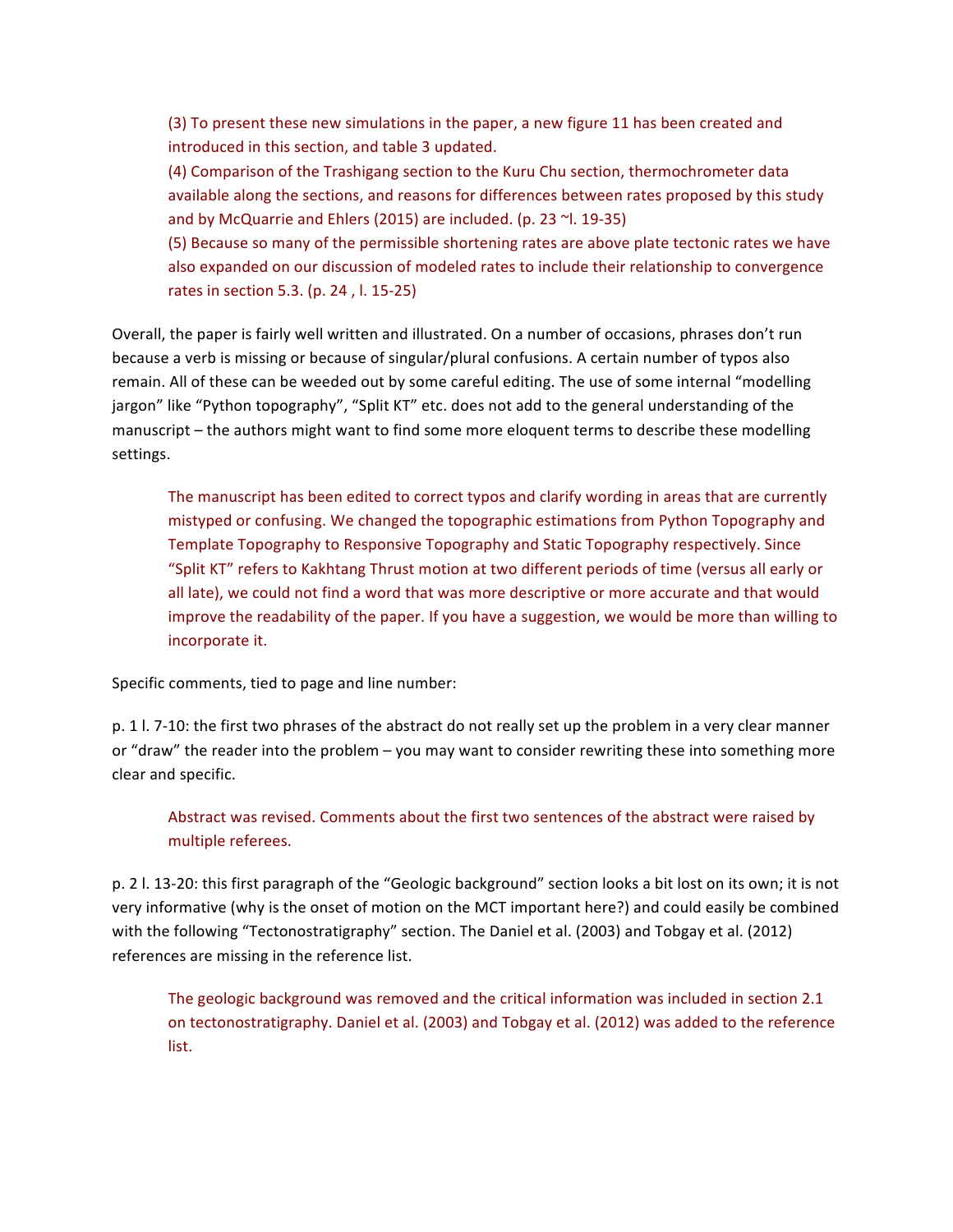(3) To present these new simulations in the paper, a new figure 11 has been created and introduced in this section, and table 3 updated.

(4) Comparison of the Trashigang section to the Kuru Chu section, thermochrometer data available along the sections, and reasons for differences between rates proposed by this study and by McQuarrie and Ehlers (2015) are included. (p. 23 ~l. 19-35)

(5) Because so many of the permissible shortening rates are above plate tectonic rates we have also expanded on our discussion of modeled rates to include their relationship to convergence rates in section 5.3. (p. 24 , l. 15-25)

Overall, the paper is fairly well written and illustrated. On a number of occasions, phrases don't run because a verb is missing or because of singular/plural confusions. A certain number of typos also remain. All of these can be weeded out by some careful editing. The use of some internal "modelling jargon" like "Python topography", "Split KT" etc. does not add to the general understanding of the manuscript – the authors might want to find some more eloquent terms to describe these modelling settings.

> The manuscript has been edited to correct typos and clarify wording in areas that are currently mistyped or confusing. We changed the topographic estimations from Python Topography and Template Topography to Responsive Topography and Static Topography respectively. Since "Split KT" refers to Kakhtang Thrust motion at two different periods of time (versus all early or all late), we could not find a word that was more descriptive or more accurate and that would improve the readability of the paper. If you have a suggestion, we would be more than willing to incorporate it.

Specific comments, tied to page and line number:

p. 1 l. 7-10: the first two phrases of the abstract do not really set up the problem in a very clear manner or "draw" the reader into the problem – you may want to consider rewriting these into something more clear and specific.

> Abstract was revised. Comments about the first two sentences of the abstract were raised by multiple referees.

p. 2 l. 13-20: this first paragraph of the "Geologic background" section looks a bit lost on its own; it is not very informative (why is the onset of motion on the MCT important here?) and could easily be combined with the following "Tectonostratigraphy" section. The Daniel et al. (2003) and Tobgay et al. (2012) references are missing in the reference list.

> The geologic background was removed and the critical information was included in section 2.1 on tectonostratigraphy. Daniel et al. (2003) and Tobgay et al. (2012) was added to the reference list.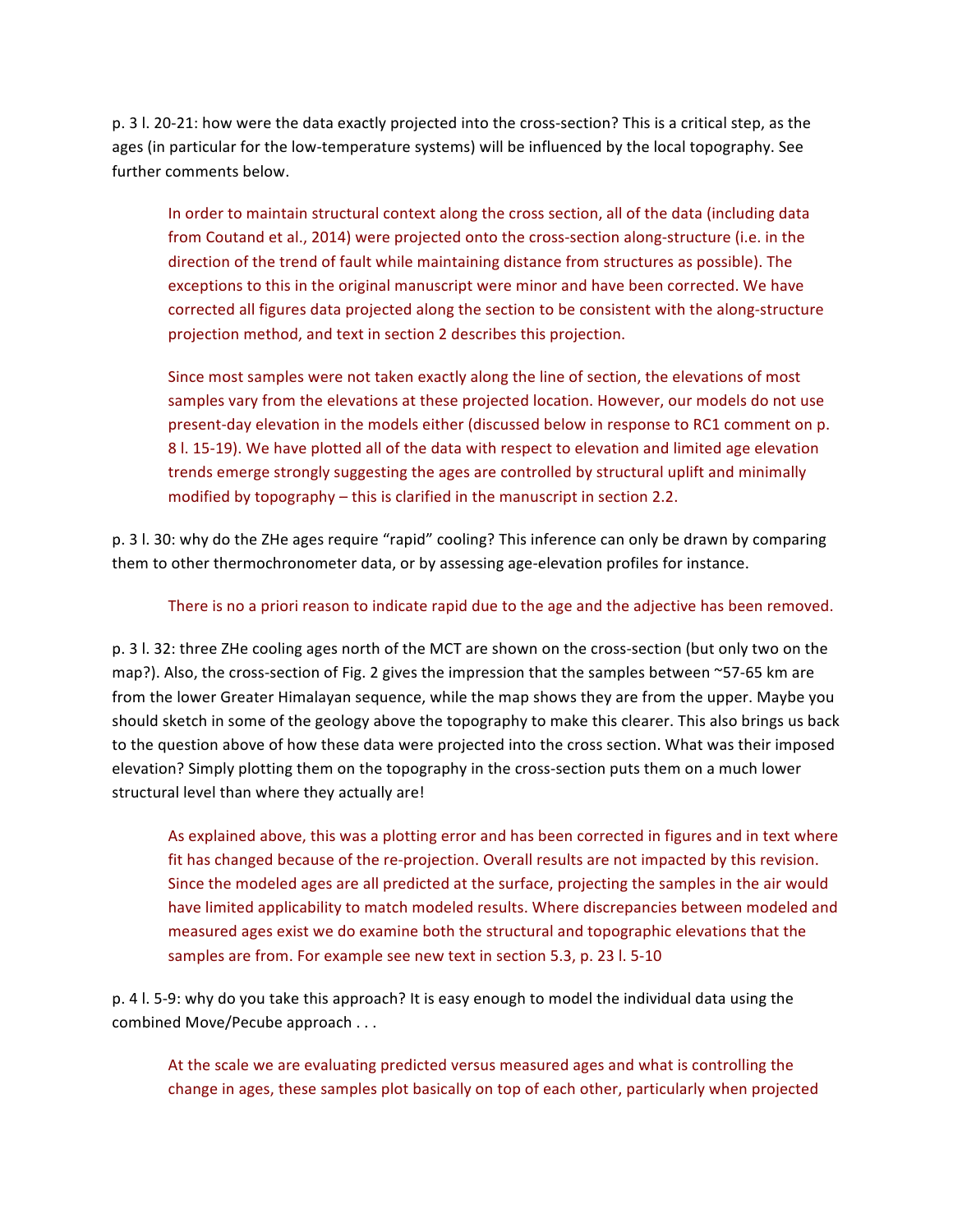p. 3 l. 20-21: how were the data exactly projected into the cross-section? This is a critical step, as the ages (in particular for the low-temperature systems) will be influenced by the local topography. See further comments below.

> In order to maintain structural context along the cross section, all of the data (including data from Coutand et al., 2014) were projected onto the cross-section along-structure (i.e. in the direction of the trend of fault while maintaining distance from structures as possible). The exceptions to this in the original manuscript were minor and have been corrected. We have corrected all figures data projected along the section to be consistent with the along-structure projection method, and text in section 2 describes this projection.
>
> Since most samples were not taken exactly along the line of section, the elevations of most samples vary from the elevations at these projected location. However, our models do not use present-day elevation in the models either (discussed below in response to RC1 comment on p. 8 l. 15-19). We have plotted all of the data with respect to elevation and limited age elevation trends emerge strongly suggesting the ages are controlled by structural uplift and minimally modified by topography – this is clarified in the manuscript in section 2.2.

p. 3 l. 30: why do the ZHe ages require "rapid" cooling? This inference can only be drawn by comparing them to other thermochronometer data, or by assessing age-elevation profiles for instance.

> There is no a priori reason to indicate rapid due to the age and the adjective has been removed.

p. 3 l. 32: three ZHe cooling ages north of the MCT are shown on the cross-section (but only two on the map?). Also, the cross-section of Fig. 2 gives the impression that the samples between ~57-65 km are from the lower Greater Himalayan sequence, while the map shows they are from the upper. Maybe you should sketch in some of the geology above the topography to make this clearer. This also brings us back to the question above of how these data were projected into the cross section. What was their imposed elevation? Simply plotting them on the topography in the cross-section puts them on a much lower structural level than where they actually are!

> As explained above, this was a plotting error and has been corrected in figures and in text where fit has changed because of the re-projection. Overall results are not impacted by this revision. Since the modeled ages are all predicted at the surface, projecting the samples in the air would have limited applicability to match modeled results. Where discrepancies between modeled and measured ages exist we do examine both the structural and topographic elevations that the samples are from. For example see new text in section 5.3, p. 23 l. 5-10

p. 4 l. 5-9: why do you take this approach? It is easy enough to model the individual data using the combined Move/Pecube approach . . .

> At the scale we are evaluating predicted versus measured ages and what is controlling the change in ages, these samples plot basically on top of each other, particularly when projected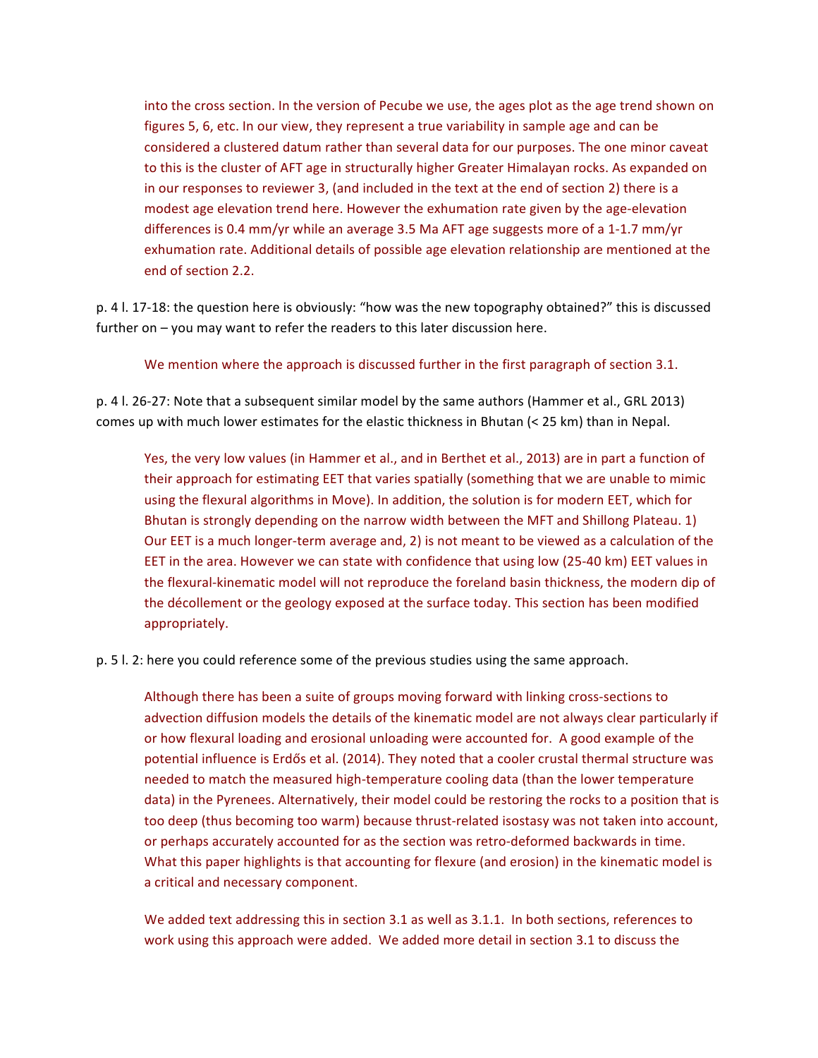into the cross section. In the version of Pecube we use, the ages plot as the age trend shown on figures 5, 6, etc. In our view, they represent a true variability in sample age and can be considered a clustered datum rather than several data for our purposes. The one minor caveat to this is the cluster of AFT age in structurally higher Greater Himalayan rocks. As expanded on in our responses to reviewer 3, (and included in the text at the end of section 2) there is a modest age elevation trend here. However the exhumation rate given by the age-elevation differences is 0.4 mm/yr while an average 3.5 Ma AFT age suggests more of a 1-1.7 mm/yr exhumation rate. Additional details of possible age elevation relationship are mentioned at the end of section 2.2.

p. 4 l. 17-18: the question here is obviously: "how was the new topography obtained?" this is discussed further on – you may want to refer the readers to this later discussion here.

We mention where the approach is discussed further in the first paragraph of section 3.1.

p. 4 l. 26-27: Note that a subsequent similar model by the same authors (Hammer et al., GRL 2013) comes up with much lower estimates for the elastic thickness in Bhutan (< 25 km) than in Nepal.

Yes, the very low values (in Hammer et al., and in Berthet et al., 2013) are in part a function of their approach for estimating EET that varies spatially (something that we are unable to mimic using the flexural algorithms in Move). In addition, the solution is for modern EET, which for Bhutan is strongly depending on the narrow width between the MFT and Shillong Plateau. 1) Our EET is a much longer-term average and, 2) is not meant to be viewed as a calculation of the EET in the area. However we can state with confidence that using low (25-40 km) EET values in the flexural-kinematic model will not reproduce the foreland basin thickness, the modern dip of the décollement or the geology exposed at the surface today. This section has been modified appropriately.

p. 5 l. 2: here you could reference some of the previous studies using the same approach.

Although there has been a suite of groups moving forward with linking cross-sections to advection diffusion models the details of the kinematic model are not always clear particularly if or how flexural loading and erosional unloading were accounted for. A good example of the potential influence is Erdős et al. (2014). They noted that a cooler crustal thermal structure was needed to match the measured high-temperature cooling data (than the lower temperature data) in the Pyrenees. Alternatively, their model could be restoring the rocks to a position that is too deep (thus becoming too warm) because thrust-related isostasy was not taken into account, or perhaps accurately accounted for as the section was retro-deformed backwards in time. What this paper highlights is that accounting for flexure (and erosion) in the kinematic model is a critical and necessary component.

We added text addressing this in section 3.1 as well as 3.1.1. In both sections, references to work using this approach were added. We added more detail in section 3.1 to discuss the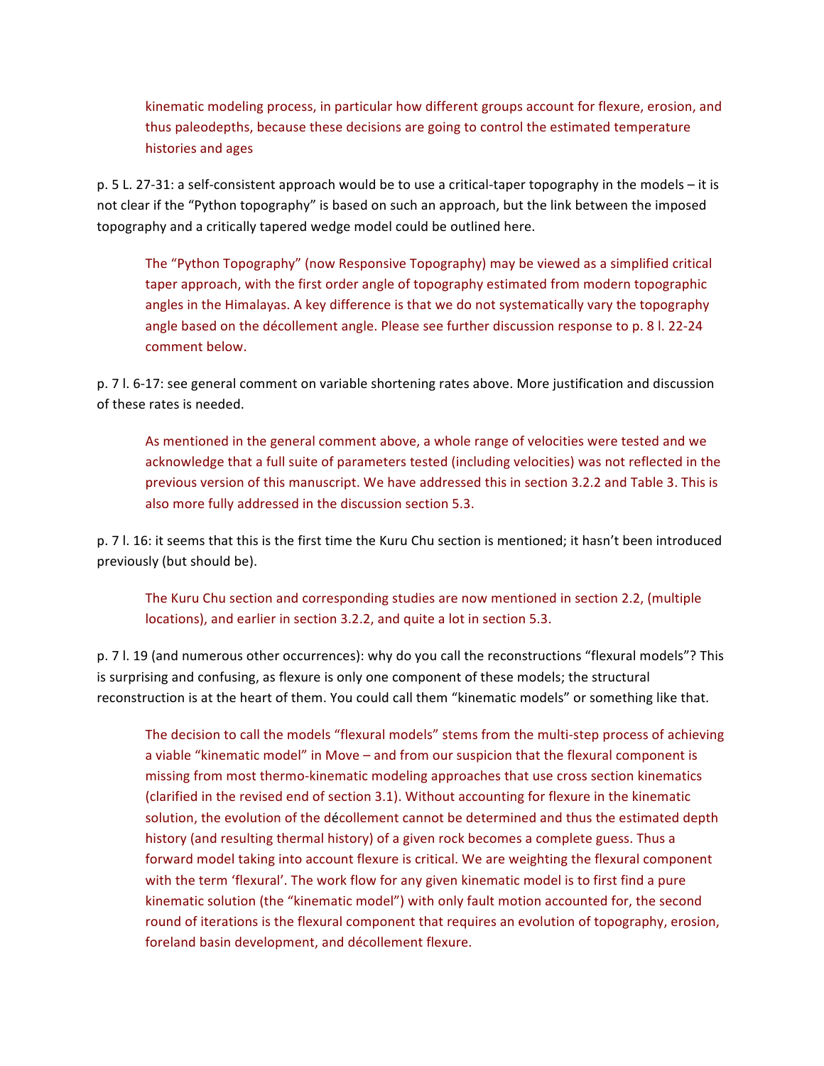kinematic modeling process, in particular how different groups account for flexure, erosion, and thus paleodepths, because these decisions are going to control the estimated temperature histories and ages

p. 5 L. 27-31: a self-consistent approach would be to use a critical-taper topography in the models – it is not clear if the "Python topography" is based on such an approach, but the link between the imposed topography and a critically tapered wedge model could be outlined here.

> The "Python Topography" (now Responsive Topography) may be viewed as a simplified critical taper approach, with the first order angle of topography estimated from modern topographic angles in the Himalayas. A key difference is that we do not systematically vary the topography angle based on the décollement angle. Please see further discussion response to p. 8 l. 22-24 comment below.

p. 7 l. 6-17: see general comment on variable shortening rates above. More justification and discussion of these rates is needed.

> As mentioned in the general comment above, a whole range of velocities were tested and we acknowledge that a full suite of parameters tested (including velocities) was not reflected in the previous version of this manuscript. We have addressed this in section 3.2.2 and Table 3. This is also more fully addressed in the discussion section 5.3.

p. 7 l. 16: it seems that this is the first time the Kuru Chu section is mentioned; it hasn't been introduced previously (but should be).

> The Kuru Chu section and corresponding studies are now mentioned in section 2.2, (multiple locations), and earlier in section 3.2.2, and quite a lot in section 5.3.

p. 7 l. 19 (and numerous other occurrences): why do you call the reconstructions "flexural models"? This is surprising and confusing, as flexure is only one component of these models; the structural reconstruction is at the heart of them. You could call them "kinematic models" or something like that.

> The decision to call the models "flexural models" stems from the multi-step process of achieving a viable "kinematic model" in Move – and from our suspicion that the flexural component is missing from most thermo-kinematic modeling approaches that use cross section kinematics (clarified in the revised end of section 3.1). Without accounting for flexure in the kinematic solution, the evolution of the décollement cannot be determined and thus the estimated depth history (and resulting thermal history) of a given rock becomes a complete guess. Thus a forward model taking into account flexure is critical. We are weighting the flexural component with the term 'flexural'. The work flow for any given kinematic model is to first find a pure kinematic solution (the "kinematic model") with only fault motion accounted for, the second round of iterations is the flexural component that requires an evolution of topography, erosion, foreland basin development, and décollement flexure.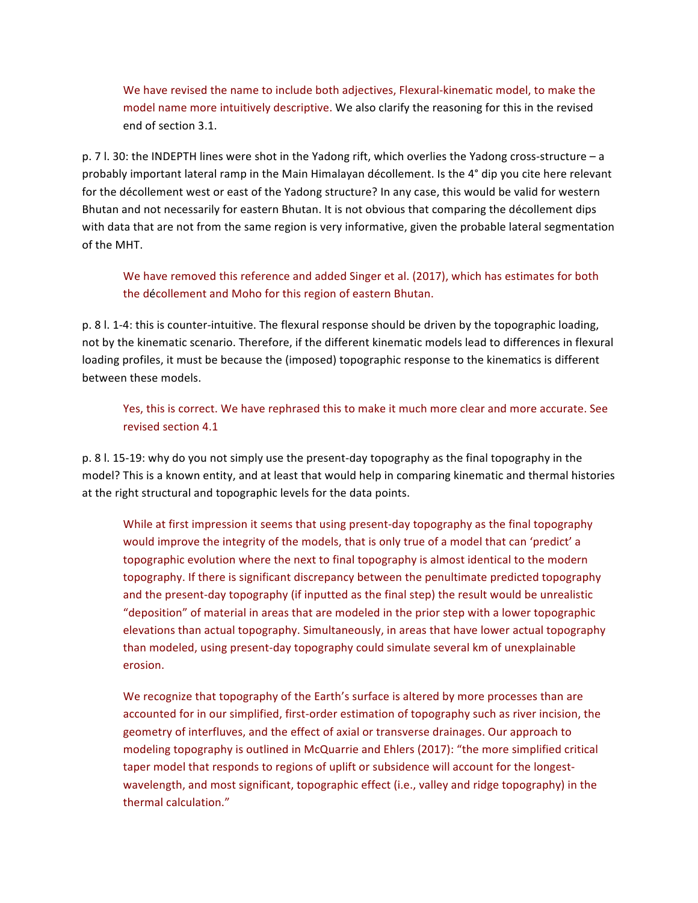We have revised the name to include both adjectives, Flexural-kinematic model, to make the model name more intuitively descriptive. We also clarify the reasoning for this in the revised end of section 3.1.

p. 7 l. 30: the INDEPTH lines were shot in the Yadong rift, which overlies the Yadong cross-structure – a probably important lateral ramp in the Main Himalayan décollement. Is the 4° dip you cite here relevant for the décollement west or east of the Yadong structure? In any case, this would be valid for western Bhutan and not necessarily for eastern Bhutan. It is not obvious that comparing the décollement dips with data that are not from the same region is very informative, given the probable lateral segmentation of the MHT.

We have removed this reference and added Singer et al. (2017), which has estimates for both the décollement and Moho for this region of eastern Bhutan.

p. 8 l. 1-4: this is counter-intuitive. The flexural response should be driven by the topographic loading, not by the kinematic scenario. Therefore, if the different kinematic models lead to differences in flexural loading profiles, it must be because the (imposed) topographic response to the kinematics is different between these models.

Yes, this is correct. We have rephrased this to make it much more clear and more accurate. See revised section 4.1

p. 8 l. 15-19: why do you not simply use the present-day topography as the final topography in the model? This is a known entity, and at least that would help in comparing kinematic and thermal histories at the right structural and topographic levels for the data points.

While at first impression it seems that using present-day topography as the final topography would improve the integrity of the models, that is only true of a model that can 'predict' a topographic evolution where the next to final topography is almost identical to the modern topography. If there is significant discrepancy between the penultimate predicted topography and the present-day topography (if inputted as the final step) the result would be unrealistic "deposition" of material in areas that are modeled in the prior step with a lower topographic elevations than actual topography. Simultaneously, in areas that have lower actual topography than modeled, using present-day topography could simulate several km of unexplainable erosion.

We recognize that topography of the Earth's surface is altered by more processes than are accounted for in our simplified, first-order estimation of topography such as river incision, the geometry of interfluves, and the effect of axial or transverse drainages. Our approach to modeling topography is outlined in McQuarrie and Ehlers (2017): "the more simplified critical taper model that responds to regions of uplift or subsidence will account for the longest-wavelength, and most significant, topographic effect (i.e., valley and ridge topography) in the thermal calculation."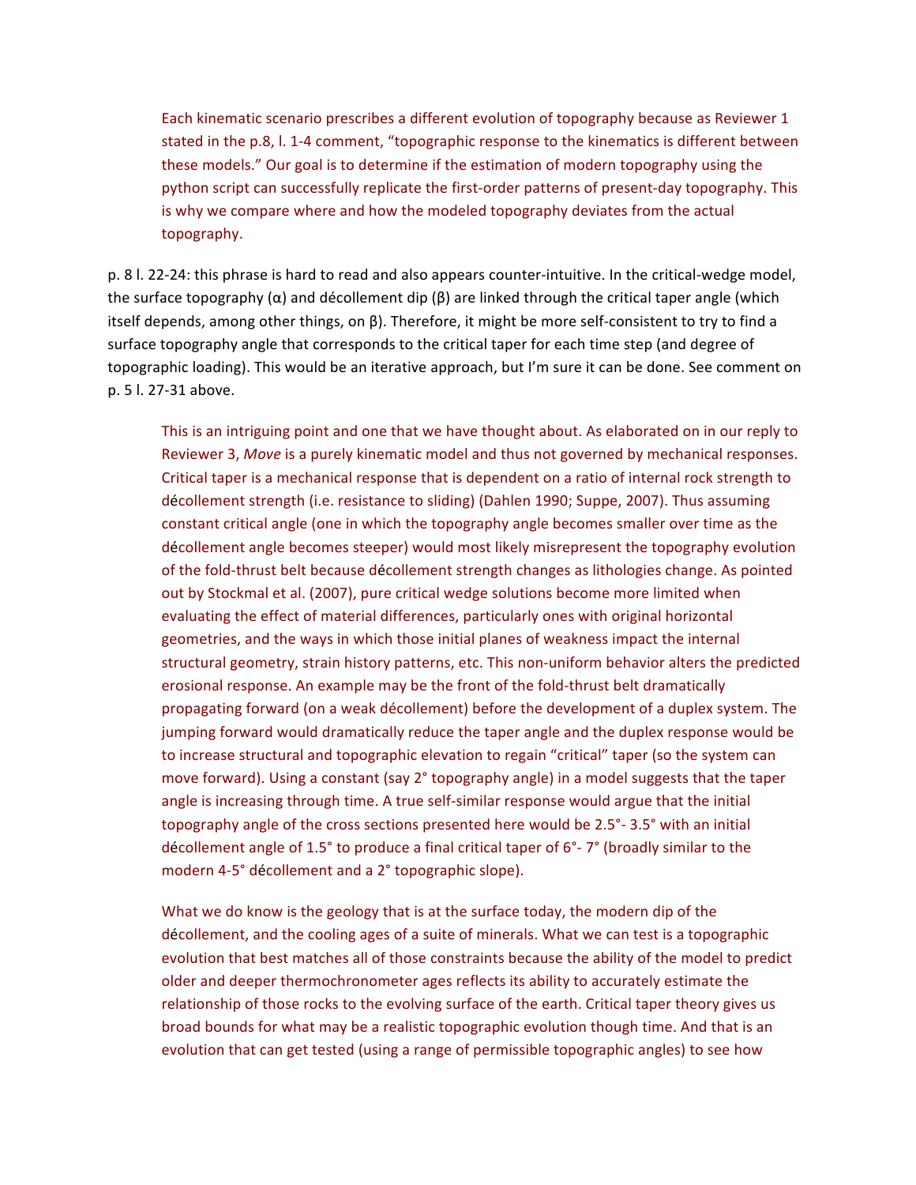Each kinematic scenario prescribes a different evolution of topography because as Reviewer 1 stated in the p.8, l. 1-4 comment, "topographic response to the kinematics is different between these models." Our goal is to determine if the estimation of modern topography using the python script can successfully replicate the first-order patterns of present-day topography. This is why we compare where and how the modeled topography deviates from the actual topography.

p. 8 l. 22-24: this phrase is hard to read and also appears counter-intuitive. In the critical-wedge model, the surface topography (α) and décollement dip (β) are linked through the critical taper angle (which itself depends, among other things, on β). Therefore, it might be more self-consistent to try to find a surface topography angle that corresponds to the critical taper for each time step (and degree of topographic loading). This would be an iterative approach, but I'm sure it can be done. See comment on p. 5 l. 27-31 above.

This is an intriguing point and one that we have thought about. As elaborated on in our reply to Reviewer 3, *Move* is a purely kinematic model and thus not governed by mechanical responses. Critical taper is a mechanical response that is dependent on a ratio of internal rock strength to décollement strength (i.e. resistance to sliding) (Dahlen 1990; Suppe, 2007). Thus assuming constant critical angle (one in which the topography angle becomes smaller over time as the décollement angle becomes steeper) would most likely misrepresent the topography evolution of the fold-thrust belt because décollement strength changes as lithologies change. As pointed out by Stockmal et al. (2007), pure critical wedge solutions become more limited when evaluating the effect of material differences, particularly ones with original horizontal geometries, and the ways in which those initial planes of weakness impact the internal structural geometry, strain history patterns, etc. This non-uniform behavior alters the predicted erosional response. An example may be the front of the fold-thrust belt dramatically propagating forward (on a weak décollement) before the development of a duplex system. The jumping forward would dramatically reduce the taper angle and the duplex response would be to increase structural and topographic elevation to regain "critical" taper (so the system can move forward). Using a constant (say 2° topography angle) in a model suggests that the taper angle is increasing through time. A true self-similar response would argue that the initial topography angle of the cross sections presented here would be 2.5°- 3.5° with an initial décollement angle of 1.5° to produce a final critical taper of 6°- 7° (broadly similar to the modern 4-5° décollement and a 2° topographic slope).

What we do know is the geology that is at the surface today, the modern dip of the décollement, and the cooling ages of a suite of minerals. What we can test is a topographic evolution that best matches all of those constraints because the ability of the model to predict older and deeper thermochronometer ages reflects its ability to accurately estimate the relationship of those rocks to the evolving surface of the earth. Critical taper theory gives us broad bounds for what may be a realistic topographic evolution though time. And that is an evolution that can get tested (using a range of permissible topographic angles) to see how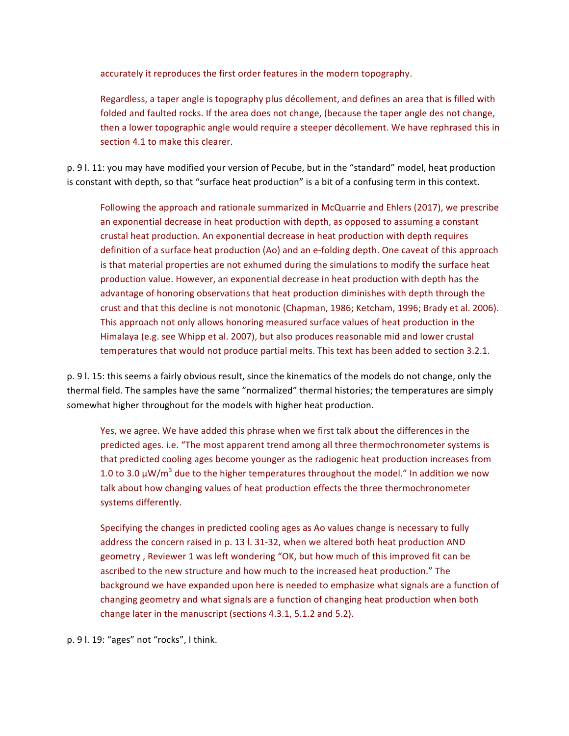accurately it reproduces the first order features in the modern topography.

Regardless, a taper angle is topography plus décollement, and defines an area that is filled with folded and faulted rocks. If the area does not change, (because the taper angle des not change, then a lower topographic angle would require a steeper décollement. We have rephrased this in section 4.1 to make this clearer.

p. 9 l. 11: you may have modified your version of Pecube, but in the "standard" model, heat production is constant with depth, so that "surface heat production" is a bit of a confusing term in this context.

Following the approach and rationale summarized in McQuarrie and Ehlers (2017), we prescribe an exponential decrease in heat production with depth, as opposed to assuming a constant crustal heat production. An exponential decrease in heat production with depth requires definition of a surface heat production (Ao) and an e-folding depth. One caveat of this approach is that material properties are not exhumed during the simulations to modify the surface heat production value. However, an exponential decrease in heat production with depth has the advantage of honoring observations that heat production diminishes with depth through the crust and that this decline is not monotonic (Chapman, 1986; Ketcham, 1996; Brady et al. 2006). This approach not only allows honoring measured surface values of heat production in the Himalaya (e.g. see Whipp et al. 2007), but also produces reasonable mid and lower crustal temperatures that would not produce partial melts. This text has been added to section 3.2.1.

p. 9 l. 15: this seems a fairly obvious result, since the kinematics of the models do not change, only the thermal field. The samples have the same "normalized" thermal histories; the temperatures are simply somewhat higher throughout for the models with higher heat production.

Yes, we agree. We have added this phrase when we first talk about the differences in the predicted ages. i.e. "The most apparent trend among all three thermochronometer systems is that predicted cooling ages become younger as the radiogenic heat production increases from 1.0 to 3.0 μW/m$^3$ due to the higher temperatures throughout the model." In addition we now talk about how changing values of heat production effects the three thermochronometer systems differently.

Specifying the changes in predicted cooling ages as Ao values change is necessary to fully address the concern raised in p. 13 l. 31-32, when we altered both heat production AND geometry , Reviewer 1 was left wondering "OK, but how much of this improved fit can be ascribed to the new structure and how much to the increased heat production." The background we have expanded upon here is needed to emphasize what signals are a function of changing geometry and what signals are a function of changing heat production when both change later in the manuscript (sections 4.3.1, 5.1.2 and 5.2).

p. 9 l. 19: "ages" not "rocks", I think.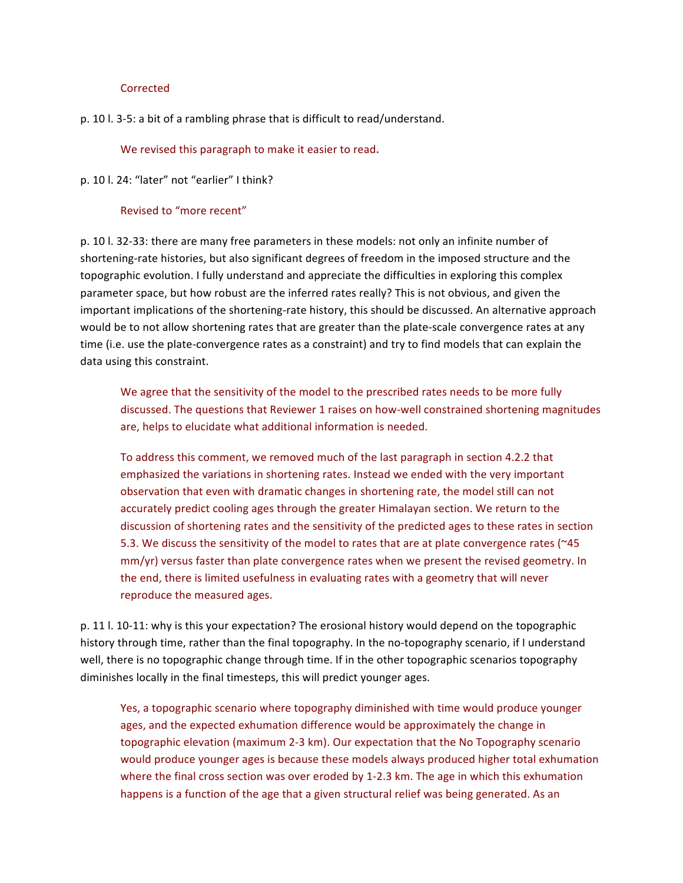Corrected

p. 10 l. 3-5: a bit of a rambling phrase that is difficult to read/understand.

> We revised this paragraph to make it easier to read.

p. 10 l. 24: "later" not "earlier" I think?

> Revised to "more recent"

p. 10 l. 32-33: there are many free parameters in these models: not only an infinite number of shortening-rate histories, but also significant degrees of freedom in the imposed structure and the topographic evolution. I fully understand and appreciate the difficulties in exploring this complex parameter space, but how robust are the inferred rates really? This is not obvious, and given the important implications of the shortening-rate history, this should be discussed. An alternative approach would be to not allow shortening rates that are greater than the plate-scale convergence rates at any time (i.e. use the plate-convergence rates as a constraint) and try to find models that can explain the data using this constraint.

> We agree that the sensitivity of the model to the prescribed rates needs to be more fully discussed. The questions that Reviewer 1 raises on how-well constrained shortening magnitudes are, helps to elucidate what additional information is needed.
>
> To address this comment, we removed much of the last paragraph in section 4.2.2 that emphasized the variations in shortening rates. Instead we ended with the very important observation that even with dramatic changes in shortening rate, the model still can not accurately predict cooling ages through the greater Himalayan section. We return to the discussion of shortening rates and the sensitivity of the predicted ages to these rates in section 5.3. We discuss the sensitivity of the model to rates that are at plate convergence rates (~45 mm/yr) versus faster than plate convergence rates when we present the revised geometry. In the end, there is limited usefulness in evaluating rates with a geometry that will never reproduce the measured ages.

p. 11 l. 10-11: why is this your expectation? The erosional history would depend on the topographic history through time, rather than the final topography. In the no-topography scenario, if I understand well, there is no topographic change through time. If in the other topographic scenarios topography diminishes locally in the final timesteps, this will predict younger ages.

> Yes, a topographic scenario where topography diminished with time would produce younger ages, and the expected exhumation difference would be approximately the change in topographic elevation (maximum 2-3 km). Our expectation that the No Topography scenario would produce younger ages is because these models always produced higher total exhumation where the final cross section was over eroded by 1-2.3 km. The age in which this exhumation happens is a function of the age that a given structural relief was being generated. As an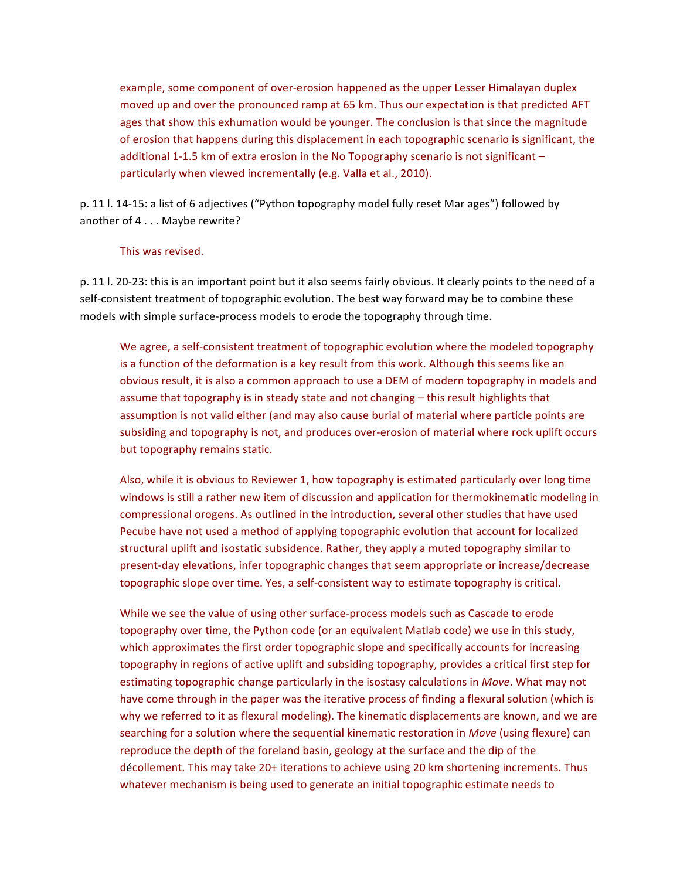example, some component of over-erosion happened as the upper Lesser Himalayan duplex moved up and over the pronounced ramp at 65 km. Thus our expectation is that predicted AFT ages that show this exhumation would be younger. The conclusion is that since the magnitude of erosion that happens during this displacement in each topographic scenario is significant, the additional 1-1.5 km of extra erosion in the No Topography scenario is not significant – particularly when viewed incrementally (e.g. Valla et al., 2010).

p. 11 l. 14-15: a list of 6 adjectives ("Python topography model fully reset Mar ages") followed by another of 4 . . . Maybe rewrite?

This was revised.

p. 11 l. 20-23: this is an important point but it also seems fairly obvious. It clearly points to the need of a self-consistent treatment of topographic evolution. The best way forward may be to combine these models with simple surface-process models to erode the topography through time.

We agree, a self-consistent treatment of topographic evolution where the modeled topography is a function of the deformation is a key result from this work. Although this seems like an obvious result, it is also a common approach to use a DEM of modern topography in models and assume that topography is in steady state and not changing – this result highlights that assumption is not valid either (and may also cause burial of material where particle points are subsiding and topography is not, and produces over-erosion of material where rock uplift occurs but topography remains static.

Also, while it is obvious to Reviewer 1, how topography is estimated particularly over long time windows is still a rather new item of discussion and application for thermokinematic modeling in compressional orogens. As outlined in the introduction, several other studies that have used Pecube have not used a method of applying topographic evolution that account for localized structural uplift and isostatic subsidence. Rather, they apply a muted topography similar to present-day elevations, infer topographic changes that seem appropriate or increase/decrease topographic slope over time. Yes, a self-consistent way to estimate topography is critical.

While we see the value of using other surface-process models such as Cascade to erode topography over time, the Python code (or an equivalent Matlab code) we use in this study, which approximates the first order topographic slope and specifically accounts for increasing topography in regions of active uplift and subsiding topography, provides a critical first step for estimating topographic change particularly in the isostasy calculations in *Move*. What may not have come through in the paper was the iterative process of finding a flexural solution (which is why we referred to it as flexural modeling). The kinematic displacements are known, and we are searching for a solution where the sequential kinematic restoration in *Move* (using flexure) can reproduce the depth of the foreland basin, geology at the surface and the dip of the décollement. This may take 20+ iterations to achieve using 20 km shortening increments. Thus whatever mechanism is being used to generate an initial topographic estimate needs to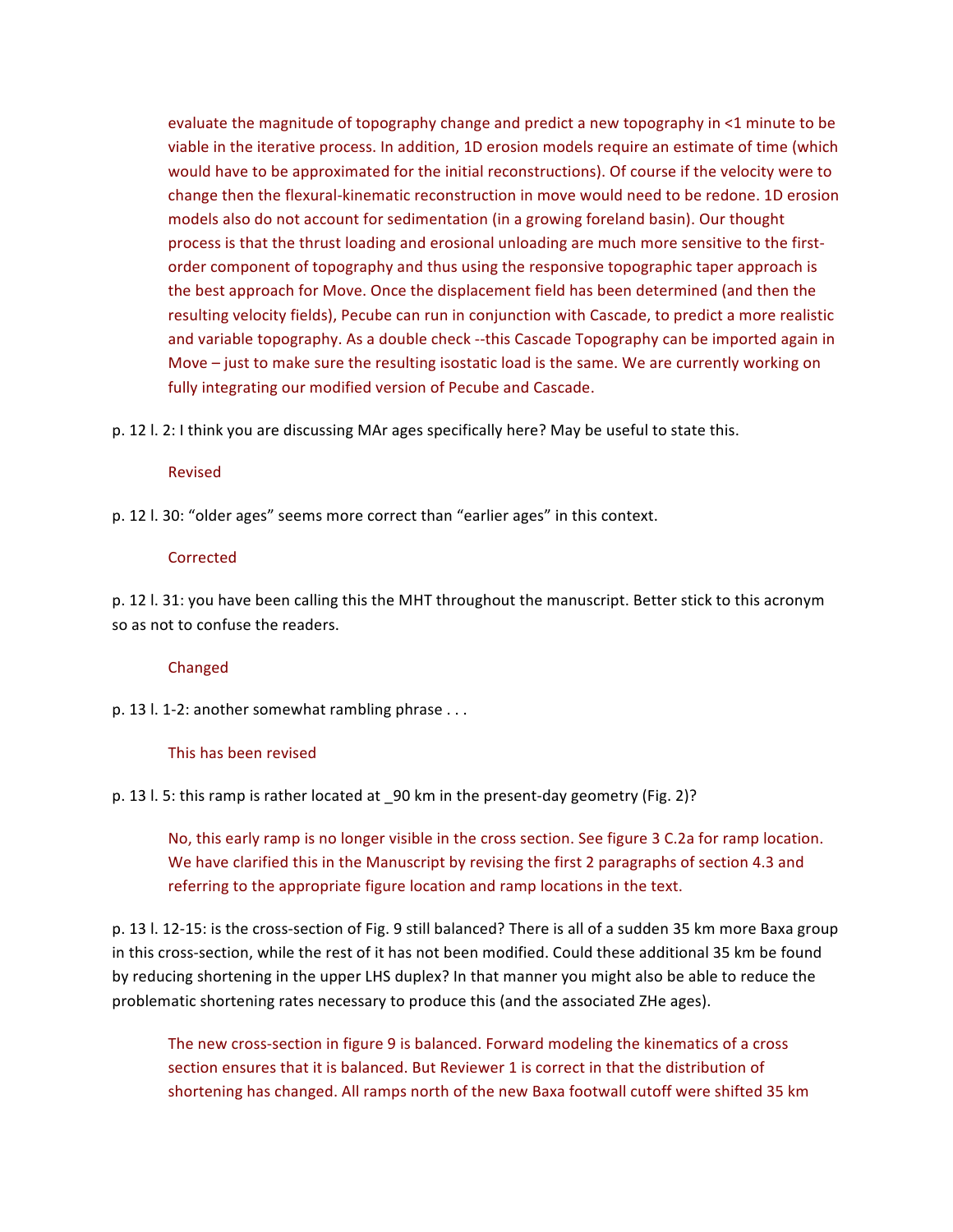evaluate the magnitude of topography change and predict a new topography in <1 minute to be viable in the iterative process. In addition, 1D erosion models require an estimate of time (which would have to be approximated for the initial reconstructions). Of course if the velocity were to change then the flexural-kinematic reconstruction in move would need to be redone. 1D erosion models also do not account for sedimentation (in a growing foreland basin). Our thought process is that the thrust loading and erosional unloading are much more sensitive to the first-order component of topography and thus using the responsive topographic taper approach is the best approach for Move. Once the displacement field has been determined (and then the resulting velocity fields), Pecube can run in conjunction with Cascade, to predict a more realistic and variable topography. As a double check --this Cascade Topography can be imported again in Move – just to make sure the resulting isostatic load is the same. We are currently working on fully integrating our modified version of Pecube and Cascade.

p. 12 l. 2: I think you are discussing MAr ages specifically here? May be useful to state this.

Revised

p. 12 l. 30: "older ages" seems more correct than "earlier ages" in this context.

Corrected

p. 12 l. 31: you have been calling this the MHT throughout the manuscript. Better stick to this acronym so as not to confuse the readers.

Changed

p. 13 l. 1-2: another somewhat rambling phrase . . .

This has been revised

p. 13 l. 5: this ramp is rather located at _90 km in the present-day geometry (Fig. 2)?

No, this early ramp is no longer visible in the cross section. See figure 3 C.2a for ramp location. We have clarified this in the Manuscript by revising the first 2 paragraphs of section 4.3 and referring to the appropriate figure location and ramp locations in the text.

p. 13 l. 12-15: is the cross-section of Fig. 9 still balanced? There is all of a sudden 35 km more Baxa group in this cross-section, while the rest of it has not been modified. Could these additional 35 km be found by reducing shortening in the upper LHS duplex? In that manner you might also be able to reduce the problematic shortening rates necessary to produce this (and the associated ZHe ages).

The new cross-section in figure 9 is balanced. Forward modeling the kinematics of a cross section ensures that it is balanced. But Reviewer 1 is correct in that the distribution of shortening has changed. All ramps north of the new Baxa footwall cutoff were shifted 35 km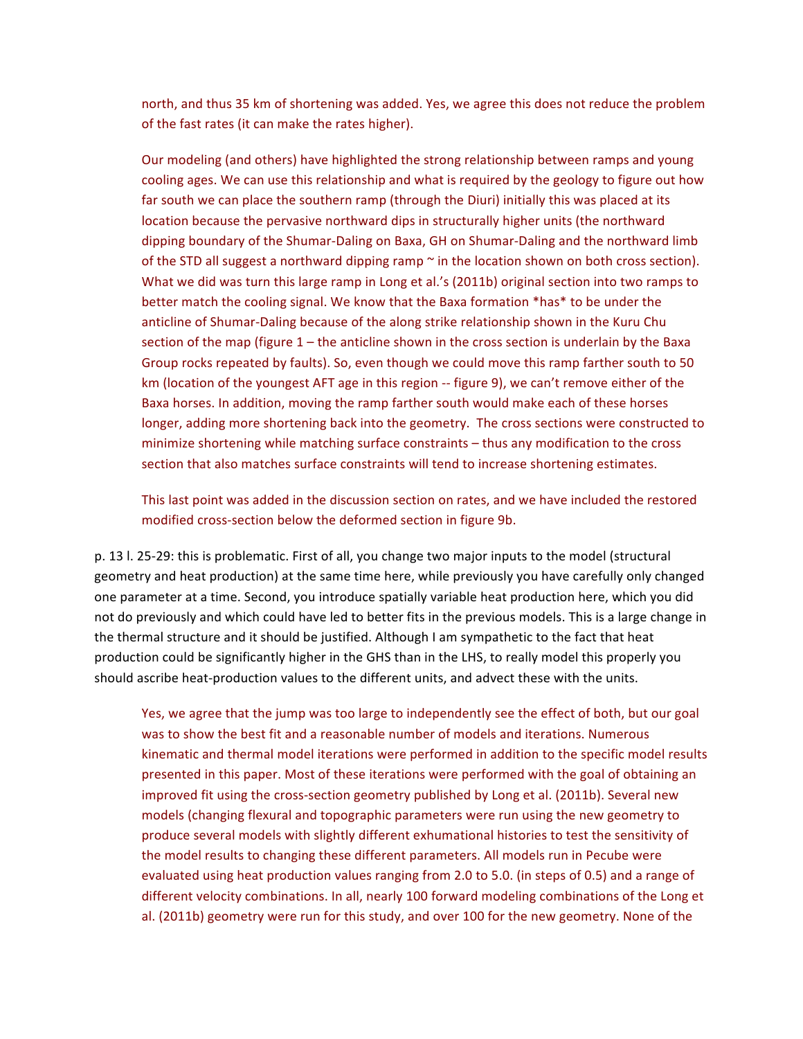north, and thus 35 km of shortening was added. Yes, we agree this does not reduce the problem of the fast rates (it can make the rates higher).

Our modeling (and others) have highlighted the strong relationship between ramps and young cooling ages. We can use this relationship and what is required by the geology to figure out how far south we can place the southern ramp (through the Diuri) initially this was placed at its location because the pervasive northward dips in structurally higher units (the northward dipping boundary of the Shumar-Daling on Baxa, GH on Shumar-Daling and the northward limb of the STD all suggest a northward dipping ramp ~ in the location shown on both cross section). What we did was turn this large ramp in Long et al.'s (2011b) original section into two ramps to better match the cooling signal. We know that the Baxa formation *has* to be under the anticline of Shumar-Daling because of the along strike relationship shown in the Kuru Chu section of the map (figure 1 – the anticline shown in the cross section is underlain by the Baxa Group rocks repeated by faults). So, even though we could move this ramp farther south to 50 km (location of the youngest AFT age in this region -- figure 9), we can't remove either of the Baxa horses. In addition, moving the ramp farther south would make each of these horses longer, adding more shortening back into the geometry. The cross sections were constructed to minimize shortening while matching surface constraints – thus any modification to the cross section that also matches surface constraints will tend to increase shortening estimates.

This last point was added in the discussion section on rates, and we have included the restored modified cross-section below the deformed section in figure 9b.

p. 13 l. 25-29: this is problematic. First of all, you change two major inputs to the model (structural geometry and heat production) at the same time here, while previously you have carefully only changed one parameter at a time. Second, you introduce spatially variable heat production here, which you did not do previously and which could have led to better fits in the previous models. This is a large change in the thermal structure and it should be justified. Although I am sympathetic to the fact that heat production could be significantly higher in the GHS than in the LHS, to really model this properly you should ascribe heat-production values to the different units, and advect these with the units.

Yes, we agree that the jump was too large to independently see the effect of both, but our goal was to show the best fit and a reasonable number of models and iterations. Numerous kinematic and thermal model iterations were performed in addition to the specific model results presented in this paper. Most of these iterations were performed with the goal of obtaining an improved fit using the cross-section geometry published by Long et al. (2011b). Several new models (changing flexural and topographic parameters were run using the new geometry to produce several models with slightly different exhumational histories to test the sensitivity of the model results to changing these different parameters. All models run in Pecube were evaluated using heat production values ranging from 2.0 to 5.0. (in steps of 0.5) and a range of different velocity combinations. In all, nearly 100 forward modeling combinations of the Long et al. (2011b) geometry were run for this study, and over 100 for the new geometry. None of the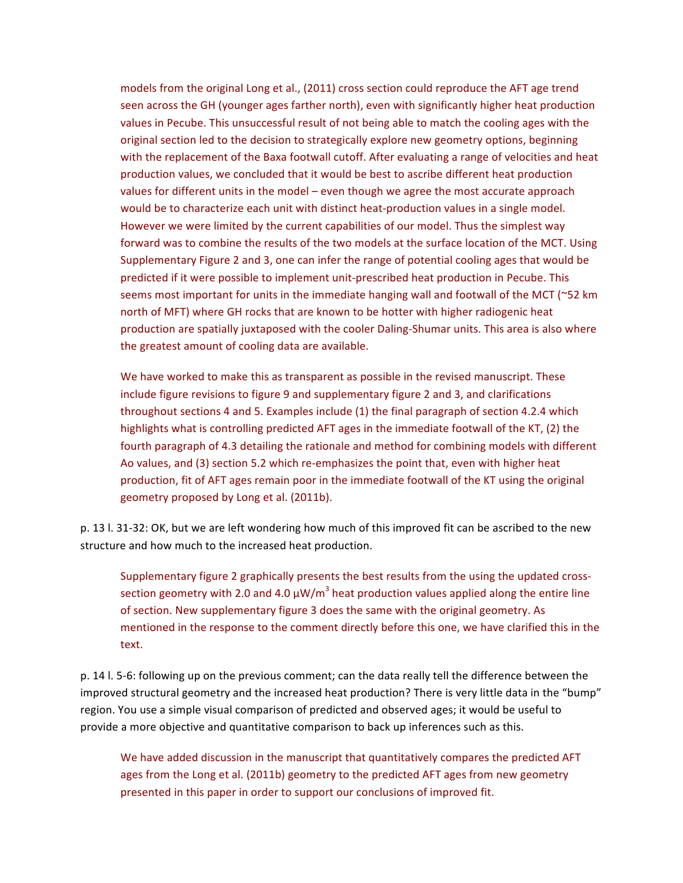models from the original Long et al., (2011) cross section could reproduce the AFT age trend seen across the GH (younger ages farther north), even with significantly higher heat production values in Pecube. This unsuccessful result of not being able to match the cooling ages with the original section led to the decision to strategically explore new geometry options, beginning with the replacement of the Baxa footwall cutoff. After evaluating a range of velocities and heat production values, we concluded that it would be best to ascribe different heat production values for different units in the model – even though we agree the most accurate approach would be to characterize each unit with distinct heat-production values in a single model. However we were limited by the current capabilities of our model. Thus the simplest way forward was to combine the results of the two models at the surface location of the MCT. Using Supplementary Figure 2 and 3, one can infer the range of potential cooling ages that would be predicted if it were possible to implement unit-prescribed heat production in Pecube. This seems most important for units in the immediate hanging wall and footwall of the MCT (~52 km north of MFT) where GH rocks that are known to be hotter with higher radiogenic heat production are spatially juxtaposed with the cooler Daling-Shumar units. This area is also where the greatest amount of cooling data are available.

We have worked to make this as transparent as possible in the revised manuscript. These include figure revisions to figure 9 and supplementary figure 2 and 3, and clarifications throughout sections 4 and 5. Examples include (1) the final paragraph of section 4.2.4 which highlights what is controlling predicted AFT ages in the immediate footwall of the KT, (2) the fourth paragraph of 4.3 detailing the rationale and method for combining models with different Ao values, and (3) section 5.2 which re-emphasizes the point that, even with higher heat production, fit of AFT ages remain poor in the immediate footwall of the KT using the original geometry proposed by Long et al. (2011b).

p. 13 l. 31-32: OK, but we are left wondering how much of this improved fit can be ascribed to the new structure and how much to the increased heat production.

Supplementary figure 2 graphically presents the best results from the using the updated cross-section geometry with 2.0 and 4.0 $\mu W/m^3$ heat production values applied along the entire line of section. New supplementary figure 3 does the same with the original geometry. As mentioned in the response to the comment directly before this one, we have clarified this in the text.

p. 14 l. 5-6: following up on the previous comment; can the data really tell the difference between the improved structural geometry and the increased heat production? There is very little data in the "bump" region. You use a simple visual comparison of predicted and observed ages; it would be useful to provide a more objective and quantitative comparison to back up inferences such as this.

We have added discussion in the manuscript that quantitatively compares the predicted AFT ages from the Long et al. (2011b) geometry to the predicted AFT ages from new geometry presented in this paper in order to support our conclusions of improved fit.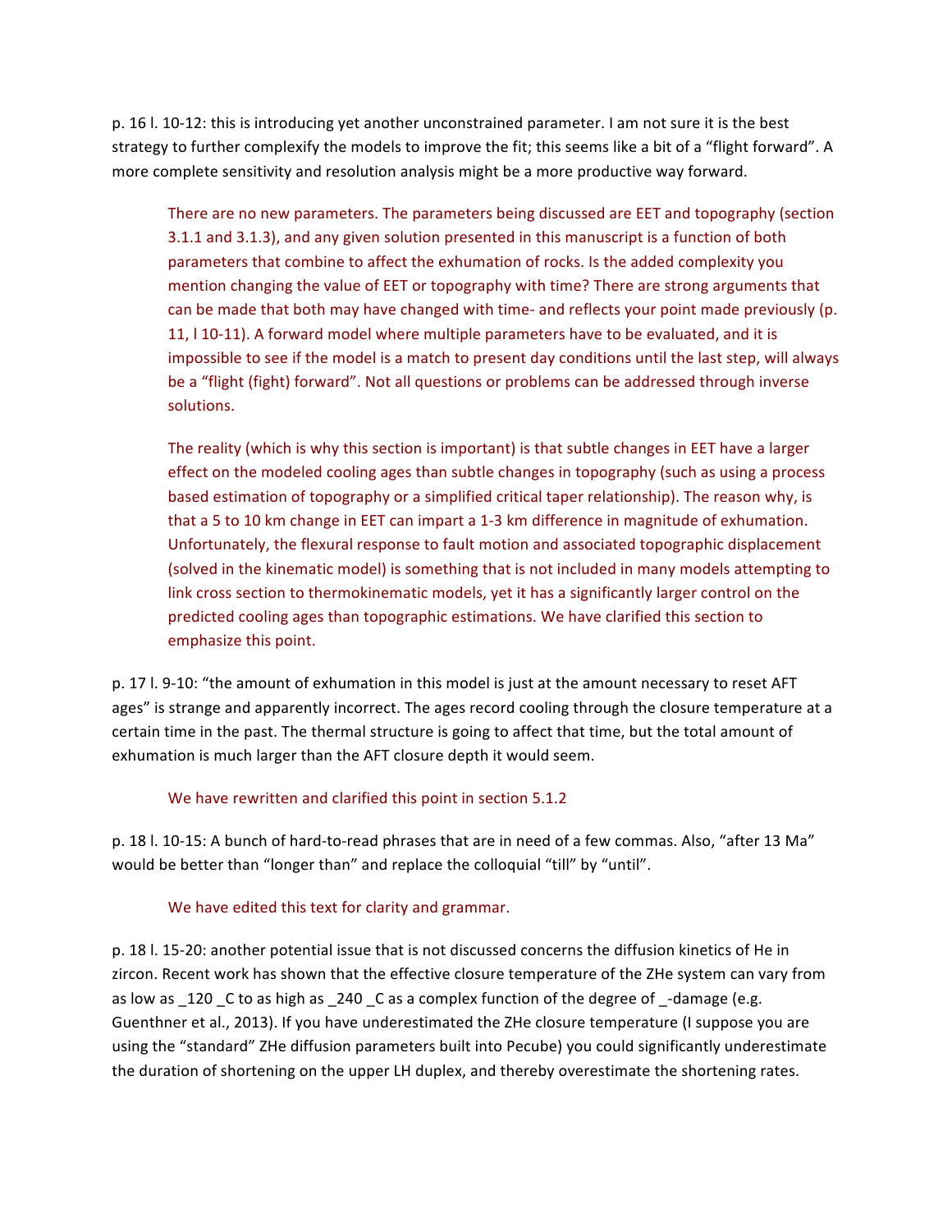p. 16 l. 10-12: this is introducing yet another unconstrained parameter. I am not sure it is the best strategy to further complexify the models to improve the fit; this seems like a bit of a "flight forward". A more complete sensitivity and resolution analysis might be a more productive way forward.

> There are no new parameters. The parameters being discussed are EET and topography (section 3.1.1 and 3.1.3), and any given solution presented in this manuscript is a function of both parameters that combine to affect the exhumation of rocks. Is the added complexity you mention changing the value of EET or topography with time? There are strong arguments that can be made that both may have changed with time- and reflects your point made previously (p. 11, l 10-11). A forward model where multiple parameters have to be evaluated, and it is impossible to see if the model is a match to present day conditions until the last step, will always be a "flight (fight) forward". Not all questions or problems can be addressed through inverse solutions.
>
> The reality (which is why this section is important) is that subtle changes in EET have a larger effect on the modeled cooling ages than subtle changes in topography (such as using a process based estimation of topography or a simplified critical taper relationship). The reason why, is that a 5 to 10 km change in EET can impart a 1-3 km difference in magnitude of exhumation. Unfortunately, the flexural response to fault motion and associated topographic displacement (solved in the kinematic model) is something that is not included in many models attempting to link cross section to thermokinematic models, yet it has a significantly larger control on the predicted cooling ages than topographic estimations. We have clarified this section to emphasize this point.

p. 17 l. 9-10: "the amount of exhumation in this model is just at the amount necessary to reset AFT ages" is strange and apparently incorrect. The ages record cooling through the closure temperature at a certain time in the past. The thermal structure is going to affect that time, but the total amount of exhumation is much larger than the AFT closure depth it would seem.

> We have rewritten and clarified this point in section 5.1.2

p. 18 l. 10-15: A bunch of hard-to-read phrases that are in need of a few commas. Also, "after 13 Ma" would be better than "longer than" and replace the colloquial "till" by "until".

> We have edited this text for clarity and grammar.

p. 18 l. 15-20: another potential issue that is not discussed concerns the diffusion kinetics of He in zircon. Recent work has shown that the effective closure temperature of the ZHe system can vary from as low as _120 _C to as high as _240 _C as a complex function of the degree of _-damage (e.g. Guenthner et al., 2013). If you have underestimated the ZHe closure temperature (I suppose you are using the "standard" ZHe diffusion parameters built into Pecube) you could significantly underestimate the duration of shortening on the upper LH duplex, and thereby overestimate the shortening rates.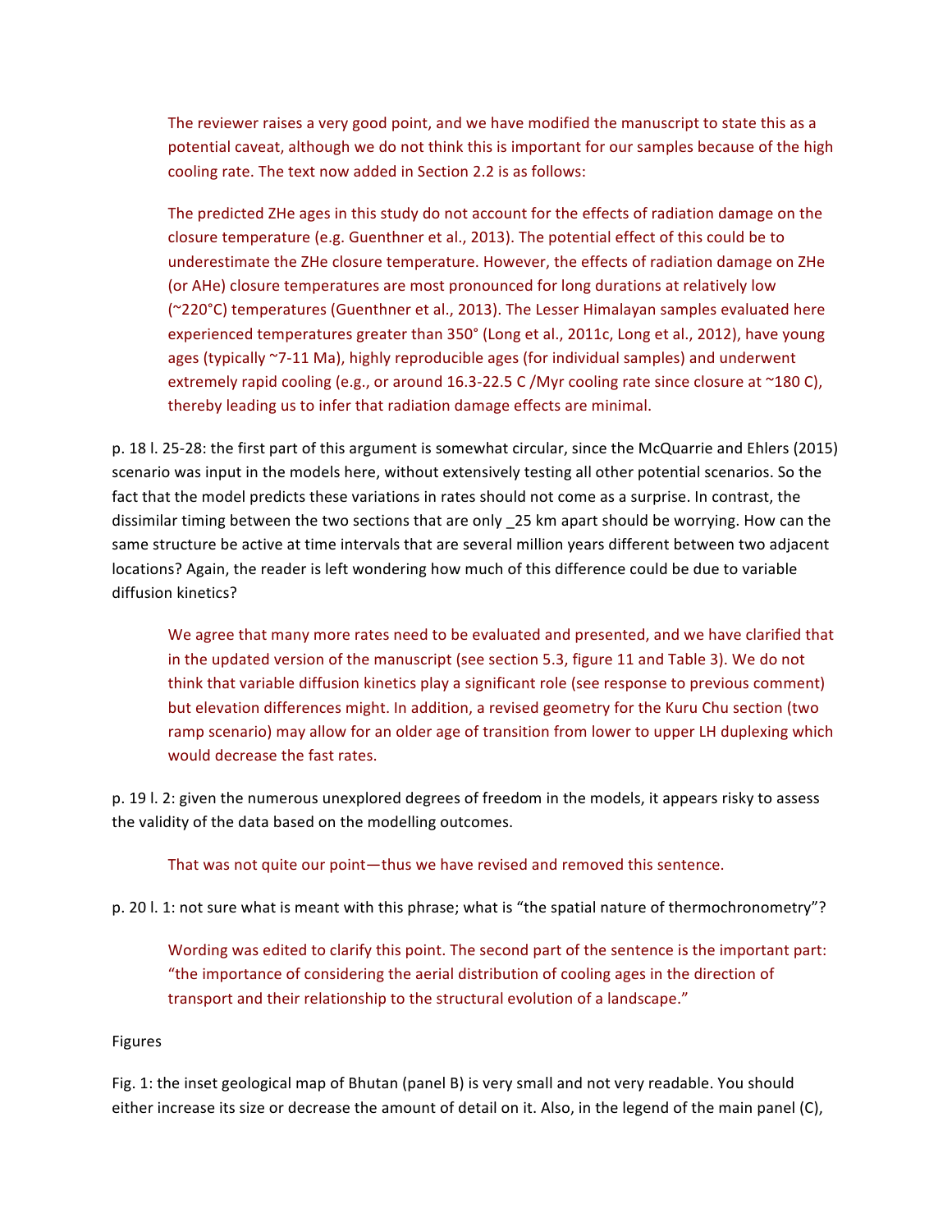The reviewer raises a very good point, and we have modified the manuscript to state this as a potential caveat, although we do not think this is important for our samples because of the high cooling rate. The text now added in Section 2.2 is as follows:

The predicted ZHe ages in this study do not account for the effects of radiation damage on the closure temperature (e.g. Guenthner et al., 2013). The potential effect of this could be to underestimate the ZHe closure temperature. However, the effects of radiation damage on ZHe (or AHe) closure temperatures are most pronounced for long durations at relatively low (~220°C) temperatures (Guenthner et al., 2013). The Lesser Himalayan samples evaluated here experienced temperatures greater than 350° (Long et al., 2011c, Long et al., 2012), have young ages (typically ~7-11 Ma), highly reproducible ages (for individual samples) and underwent extremely rapid cooling (e.g., or around 16.3-22.5 C /Myr cooling rate since closure at ~180 C), thereby leading us to infer that radiation damage effects are minimal.

p. 18 l. 25-28: the first part of this argument is somewhat circular, since the McQuarrie and Ehlers (2015) scenario was input in the models here, without extensively testing all other potential scenarios. So the fact that the model predicts these variations in rates should not come as a surprise. In contrast, the dissimilar timing between the two sections that are only _25 km apart should be worrying. How can the same structure be active at time intervals that are several million years different between two adjacent locations? Again, the reader is left wondering how much of this difference could be due to variable diffusion kinetics?

We agree that many more rates need to be evaluated and presented, and we have clarified that in the updated version of the manuscript (see section 5.3, figure 11 and Table 3). We do not think that variable diffusion kinetics play a significant role (see response to previous comment) but elevation differences might. In addition, a revised geometry for the Kuru Chu section (two ramp scenario) may allow for an older age of transition from lower to upper LH duplexing which would decrease the fast rates.

p. 19 l. 2: given the numerous unexplored degrees of freedom in the models, it appears risky to assess the validity of the data based on the modelling outcomes.

That was not quite our point—thus we have revised and removed this sentence.

p. 20 l. 1: not sure what is meant with this phrase; what is "the spatial nature of thermochronometry"?

Wording was edited to clarify this point. The second part of the sentence is the important part: "the importance of considering the aerial distribution of cooling ages in the direction of transport and their relationship to the structural evolution of a landscape."

Figures

Fig. 1: the inset geological map of Bhutan (panel B) is very small and not very readable. You should either increase its size or decrease the amount of detail on it. Also, in the legend of the main panel (C),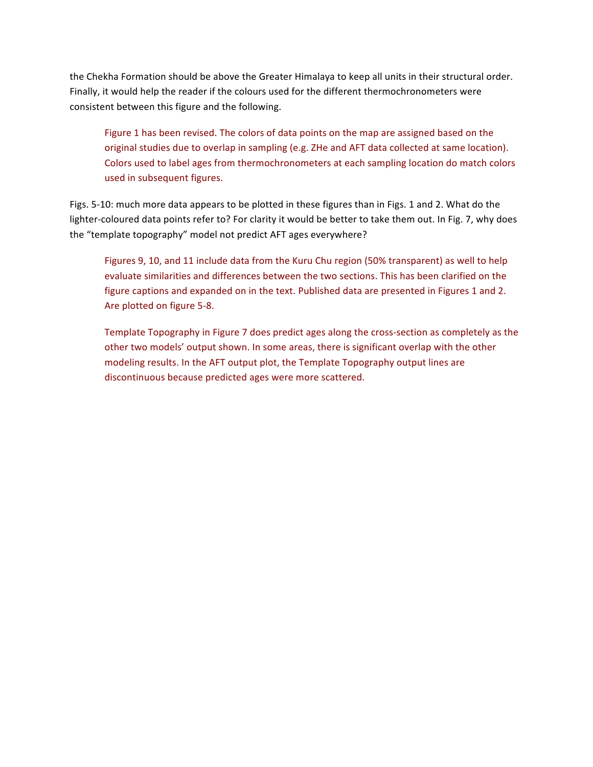the Chekha Formation should be above the Greater Himalaya to keep all units in their structural order. Finally, it would help the reader if the colours used for the different thermochronometers were consistent between this figure and the following.

> Figure 1 has been revised. The colors of data points on the map are assigned based on the original studies due to overlap in sampling (e.g. ZHe and AFT data collected at same location). Colors used to label ages from thermochronometers at each sampling location do match colors used in subsequent figures.

Figs. 5-10: much more data appears to be plotted in these figures than in Figs. 1 and 2. What do the lighter-coloured data points refer to? For clarity it would be better to take them out. In Fig. 7, why does the "template topography" model not predict AFT ages everywhere?

> Figures 9, 10, and 11 include data from the Kuru Chu region (50% transparent) as well to help evaluate similarities and differences between the two sections. This has been clarified on the figure captions and expanded on in the text. Published data are presented in Figures 1 and 2. Are plotted on figure 5-8.
>
> Template Topography in Figure 7 does predict ages along the cross-section as completely as the other two models' output shown. In some areas, there is significant overlap with the other modeling results. In the AFT output plot, the Template Topography output lines are discontinuous because predicted ages were more scattered.